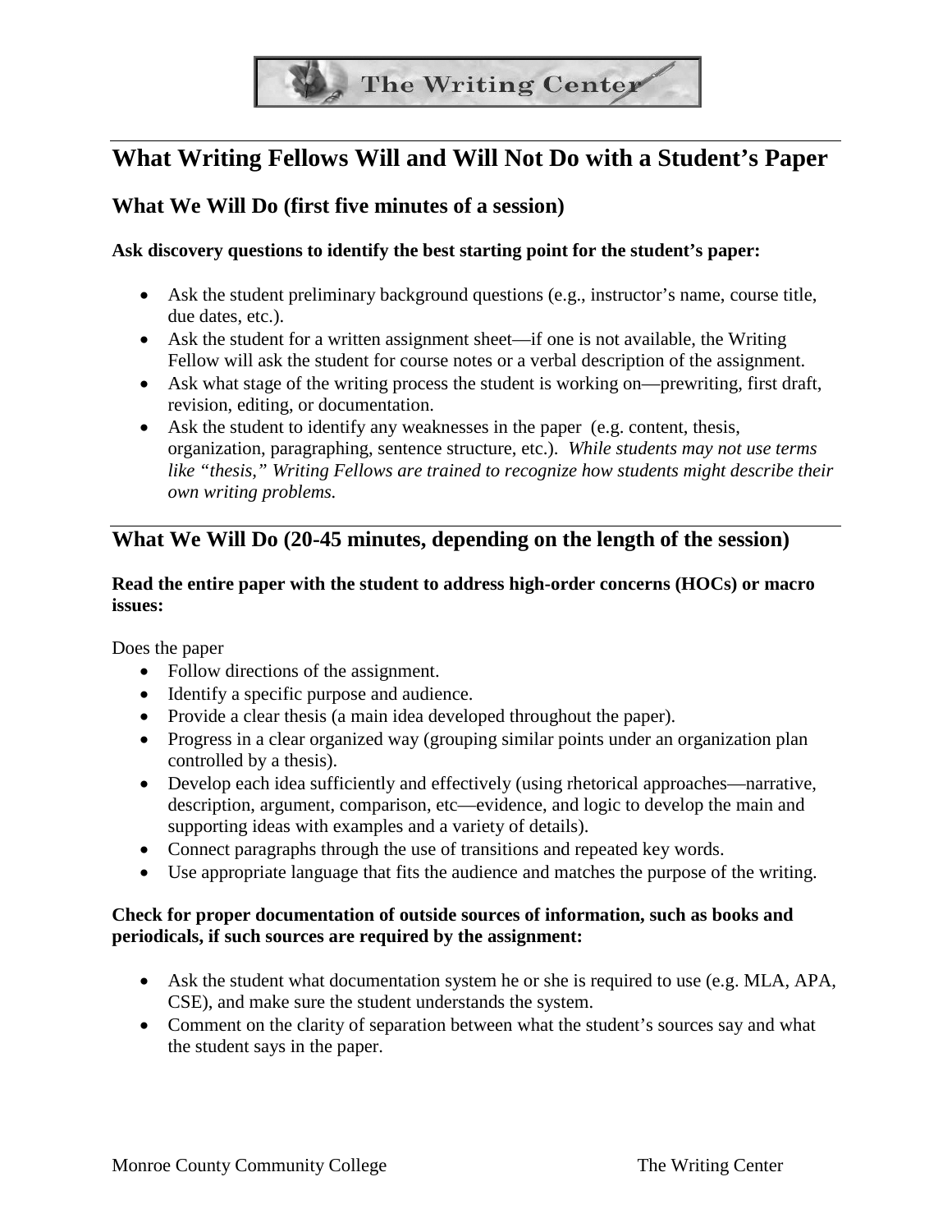# What Writing Fellows Will and Will Not Do with a Student's Paper

## What We Will Do (first five minutes of a session)

**Ask discovery questions to identify the best starting point for the student's paper:**

- Ask the student preliminary background questions (e.g., instructor's name, course title, due dates, etc.).
- Ask the student for a written assignment sheet—if one is not available, the Writing Fellow will ask the student for course notes or a verbal description of the assignment.
- Ask what stage of the writing process the student is working on—prewriting, first draft, revision, editing, or documentation.
- Ask the student to identify any weaknesses in the paper (e.g. content, thesis, organization, paragraphing, sentence structure, etc.). *While students may not use terms like "thesis," Writing Fellows are trained to recognize how students might describe their own writing problems.*

## What We Will Do (20-45 minutes, depending on the length of the session)

**Read the entire paper with the student to address high-order concerns (HOCs) or macro issues:**

Does the paper

- Follow directions of the assignment.
- Identify a specific purpose and audience.
- Provide a clear thesis (a main idea developed throughout the paper).
- Progress in a clear organized way (grouping similar points under an organization plan controlled by a thesis).
- Develop each idea sufficiently and effectively (using rhetorical approaches—narrative, description, argument, comparison, etc—evidence, and logic to develop the main and supporting ideas with examples and a variety of details).
- Connect paragraphs through the use of transitions and repeated key words.
- Use appropriate language that fits the audience and matches the purpose of the writing.

**Check for proper documentation of outside sources of information, such as books and periodicals, if such sources are required by the assignment:**

- Ask the student what documentation system he or she is required to use (e.g. MLA, APA, CSE), and make sure the student understands the system.
- Comment on the clarity of separation between what the student's sources say and what the student says in the paper.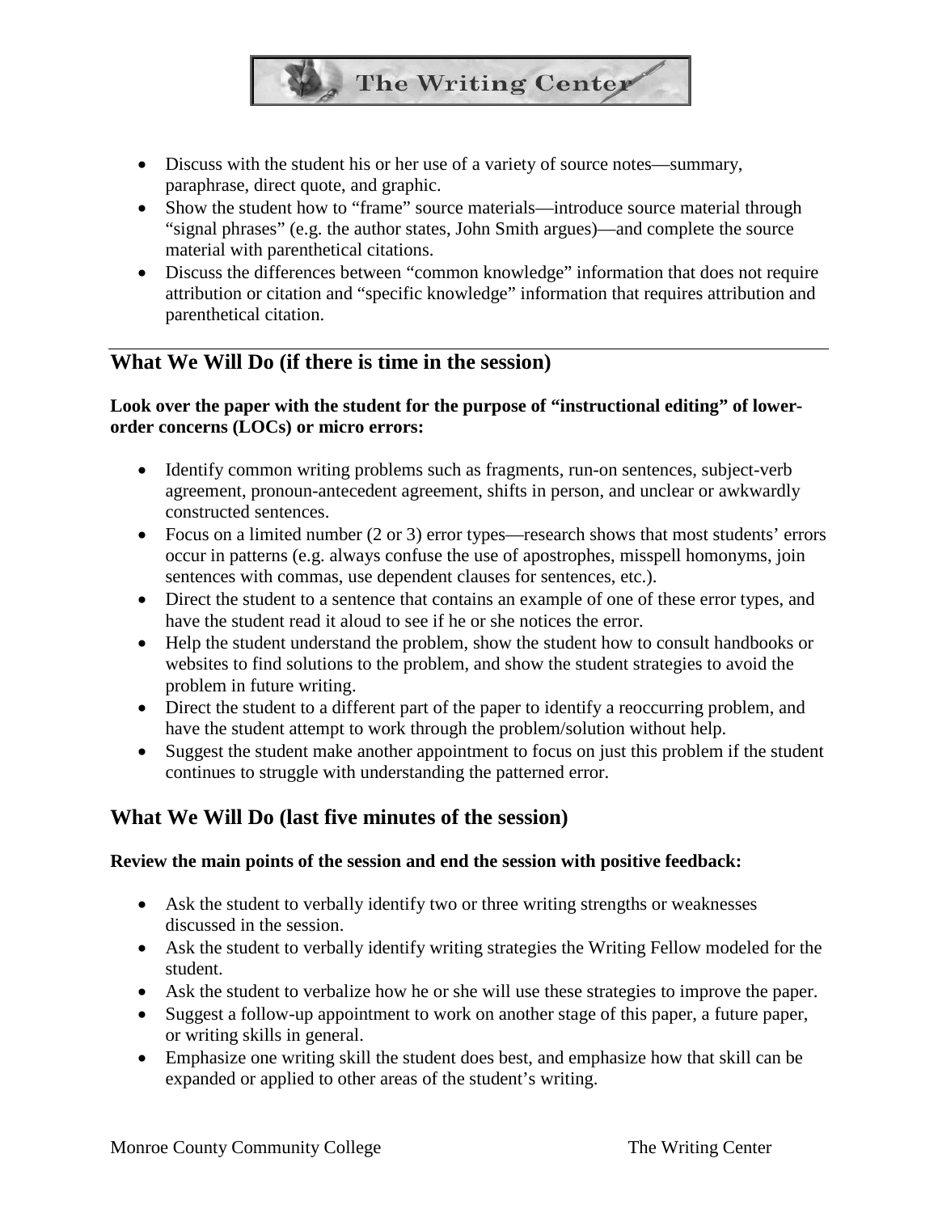- Discuss with the student his or her use of a variety of source notes—summary, paraphrase, direct quote, and graphic.
- Show the student how to "frame" source materials—introduce source material through "signal phrases" (e.g. the author states, John Smith argues)—and complete the source material with parenthetical citations.
- Discuss the differences between "common knowledge" information that does not require attribution or citation and "specific knowledge" information that requires attribution and parenthetical citation.

## What We Will Do (if there is time in the session)

**Look over the paper with the student for the purpose of "instructional editing" of lower-order concerns (LOCs) or micro errors:**

- Identify common writing problems such as fragments, run-on sentences, subject-verb agreement, pronoun-antecedent agreement, shifts in person, and unclear or awkwardly constructed sentences.
- Focus on a limited number (2 or 3) error types—research shows that most students' errors occur in patterns (e.g. always confuse the use of apostrophes, misspell homonyms, join sentences with commas, use dependent clauses for sentences, etc.).
- Direct the student to a sentence that contains an example of one of these error types, and have the student read it aloud to see if he or she notices the error.
- Help the student understand the problem, show the student how to consult handbooks or websites to find solutions to the problem, and show the student strategies to avoid the problem in future writing.
- Direct the student to a different part of the paper to identify a reoccurring problem, and have the student attempt to work through the problem/solution without help.
- Suggest the student make another appointment to focus on just this problem if the student continues to struggle with understanding the patterned error.

## What We Will Do (last five minutes of the session)

**Review the main points of the session and end the session with positive feedback:**

- Ask the student to verbally identify two or three writing strengths or weaknesses discussed in the session.
- Ask the student to verbally identify writing strategies the Writing Fellow modeled for the student.
- Ask the student to verbalize how he or she will use these strategies to improve the paper.
- Suggest a follow-up appointment to work on another stage of this paper, a future paper, or writing skills in general.
- Emphasize one writing skill the student does best, and emphasize how that skill can be expanded or applied to other areas of the student's writing.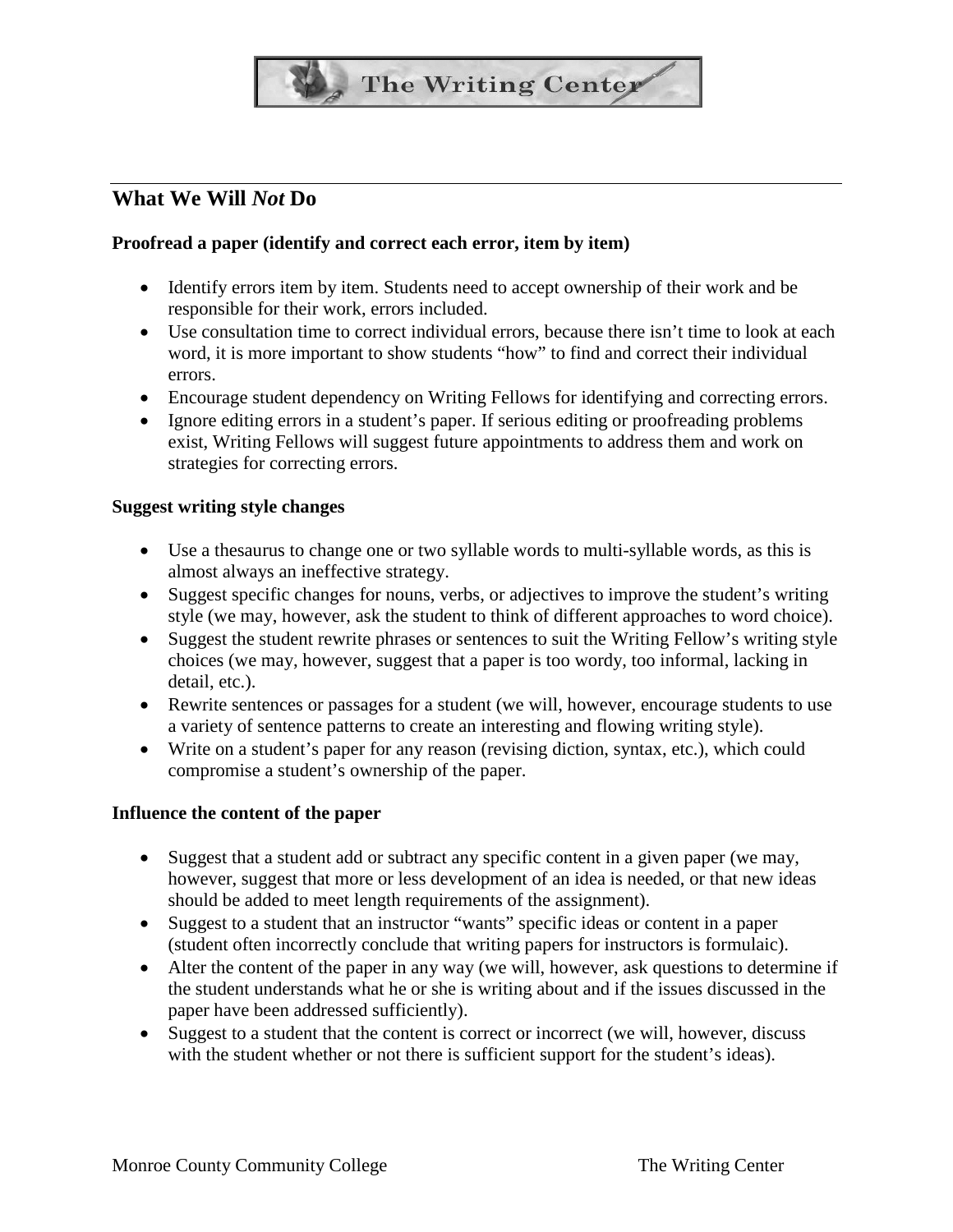## What We Will *Not* Do

**Proofread a paper (identify and correct each error, item by item)**

- Identify errors item by item. Students need to accept ownership of their work and be responsible for their work, errors included.
- Use consultation time to correct individual errors, because there isn't time to look at each word, it is more important to show students "how" to find and correct their individual errors.
- Encourage student dependency on Writing Fellows for identifying and correcting errors.
- Ignore editing errors in a student's paper. If serious editing or proofreading problems exist, Writing Fellows will suggest future appointments to address them and work on strategies for correcting errors.

**Suggest writing style changes**

- Use a thesaurus to change one or two syllable words to multi-syllable words, as this is almost always an ineffective strategy.
- Suggest specific changes for nouns, verbs, or adjectives to improve the student's writing style (we may, however, ask the student to think of different approaches to word choice).
- Suggest the student rewrite phrases or sentences to suit the Writing Fellow's writing style choices (we may, however, suggest that a paper is too wordy, too informal, lacking in detail, etc.).
- Rewrite sentences or passages for a student (we will, however, encourage students to use a variety of sentence patterns to create an interesting and flowing writing style).
- Write on a student's paper for any reason (revising diction, syntax, etc.), which could compromise a student's ownership of the paper.

**Influence the content of the paper**

- Suggest that a student add or subtract any specific content in a given paper (we may, however, suggest that more or less development of an idea is needed, or that new ideas should be added to meet length requirements of the assignment).
- Suggest to a student that an instructor "wants" specific ideas or content in a paper (student often incorrectly conclude that writing papers for instructors is formulaic).
- Alter the content of the paper in any way (we will, however, ask questions to determine if the student understands what he or she is writing about and if the issues discussed in the paper have been addressed sufficiently).
- Suggest to a student that the content is correct or incorrect (we will, however, discuss with the student whether or not there is sufficient support for the student's ideas).